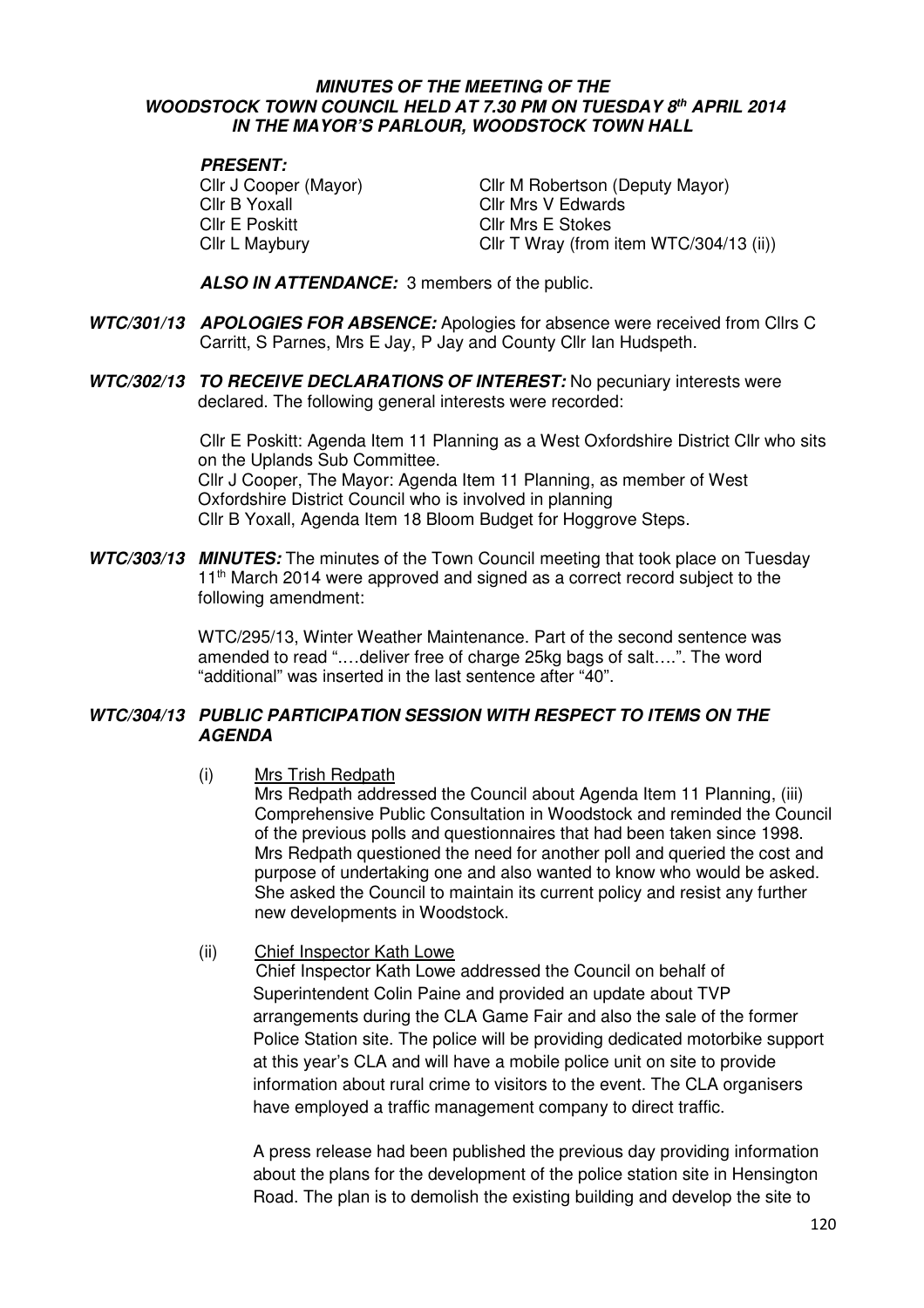***MINUTES OF THE MEETING OF THE WOODSTOCK TOWN COUNCIL HELD AT 7.30 PM ON TUESDAY 8th APRIL 2014 IN THE MAYOR'S PARLOUR, WOODSTOCK TOWN HALL***

***PRESENT:***

| | |
|---|---|
| Cllr J Cooper (Mayor) | Cllr M Robertson (Deputy Mayor) |
| Cllr B Yoxall | Cllr Mrs V Edwards |
| Cllr E Poskitt | Cllr Mrs E Stokes |
| Cllr L Maybury | Cllr T Wray (from item WTC/304/13 (ii)) |

***ALSO IN ATTENDANCE:*** 3 members of the public.

***WTC/301/13 APOLOGIES FOR ABSENCE:*** Apologies for absence were received from Cllrs C Carritt, S Parnes, Mrs E Jay, P Jay and County Cllr Ian Hudspeth.

***WTC/302/13 TO RECEIVE DECLARATIONS OF INTEREST:*** No pecuniary interests were declared. The following general interests were recorded:

Cllr E Poskitt: Agenda Item 11 Planning as a West Oxfordshire District Cllr who sits on the Uplands Sub Committee.
Cllr J Cooper, The Mayor: Agenda Item 11 Planning, as member of West Oxfordshire District Council who is involved in planning
Cllr B Yoxall, Agenda Item 18 Bloom Budget for Hoggrove Steps.

***WTC/303/13 MINUTES:*** The minutes of the Town Council meeting that took place on Tuesday 11th March 2014 were approved and signed as a correct record subject to the following amendment:

WTC/295/13, Winter Weather Maintenance. Part of the second sentence was amended to read "….deliver free of charge 25kg bags of salt….". The word "additional" was inserted in the last sentence after "40".

***WTC/304/13 PUBLIC PARTICIPATION SESSION WITH RESPECT TO ITEMS ON THE AGENDA***

(i) Mrs Trish Redpath

Mrs Redpath addressed the Council about Agenda Item 11 Planning, (iii) Comprehensive Public Consultation in Woodstock and reminded the Council of the previous polls and questionnaires that had been taken since 1998. Mrs Redpath questioned the need for another poll and queried the cost and purpose of undertaking one and also wanted to know who would be asked. She asked the Council to maintain its current policy and resist any further new developments in Woodstock.

(ii) Chief Inspector Kath Lowe

Chief Inspector Kath Lowe addressed the Council on behalf of Superintendent Colin Paine and provided an update about TVP arrangements during the CLA Game Fair and also the sale of the former Police Station site. The police will be providing dedicated motorbike support at this year's CLA and will have a mobile police unit on site to provide information about rural crime to visitors to the event. The CLA organisers have employed a traffic management company to direct traffic.

A press release had been published the previous day providing information about the plans for the development of the police station site in Hensington Road. The plan is to demolish the existing building and develop the site to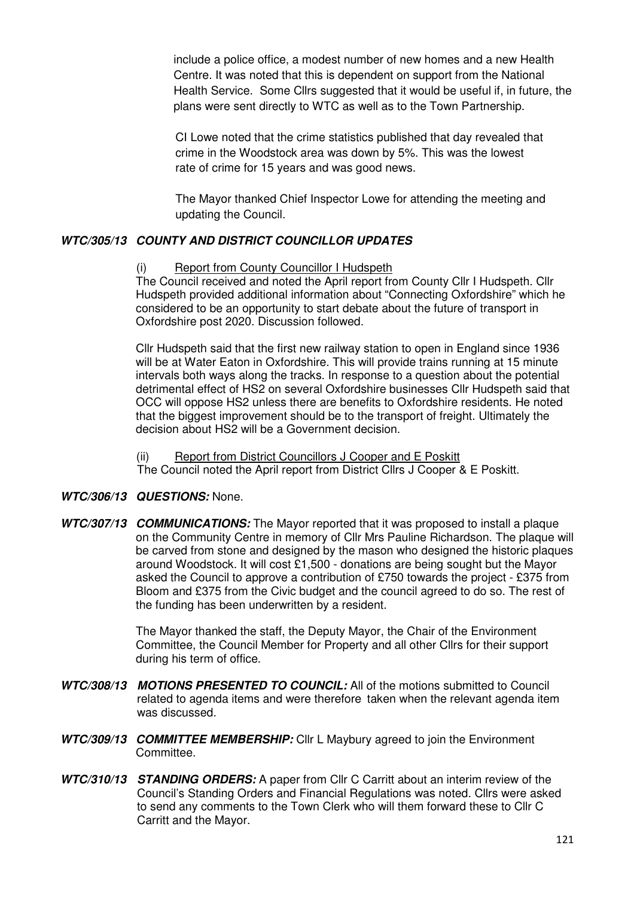include a police office, a modest number of new homes and a new Health Centre. It was noted that this is dependent on support from the National Health Service. Some Cllrs suggested that it would be useful if, in future, the plans were sent directly to WTC as well as to the Town Partnership.

CI Lowe noted that the crime statistics published that day revealed that crime in the Woodstock area was down by 5%. This was the lowest rate of crime for 15 years and was good news.

The Mayor thanked Chief Inspector Lowe for attending the meeting and updating the Council.

***WTC/305/13 COUNTY AND DISTRICT COUNCILLOR UPDATES***

(i) Report from County Councillor I Hudspeth

The Council received and noted the April report from County Cllr I Hudspeth. Cllr Hudspeth provided additional information about "Connecting Oxfordshire" which he considered to be an opportunity to start debate about the future of transport in Oxfordshire post 2020. Discussion followed.

Cllr Hudspeth said that the first new railway station to open in England since 1936 will be at Water Eaton in Oxfordshire. This will provide trains running at 15 minute intervals both ways along the tracks. In response to a question about the potential detrimental effect of HS2 on several Oxfordshire businesses Cllr Hudspeth said that OCC will oppose HS2 unless there are benefits to Oxfordshire residents. He noted that the biggest improvement should be to the transport of freight. Ultimately the decision about HS2 will be a Government decision.

(ii) Report from District Councillors J Cooper and E Poskitt

The Council noted the April report from District Cllrs J Cooper & E Poskitt.

***WTC/306/13 QUESTIONS:*** None.

***WTC/307/13 COMMUNICATIONS:*** The Mayor reported that it was proposed to install a plaque on the Community Centre in memory of Cllr Mrs Pauline Richardson. The plaque will be carved from stone and designed by the mason who designed the historic plaques around Woodstock. It will cost £1,500 - donations are being sought but the Mayor asked the Council to approve a contribution of £750 towards the project - £375 from Bloom and £375 from the Civic budget and the council agreed to do so. The rest of the funding has been underwritten by a resident.

The Mayor thanked the staff, the Deputy Mayor, the Chair of the Environment Committee, the Council Member for Property and all other Cllrs for their support during his term of office.

***WTC/308/13 MOTIONS PRESENTED TO COUNCIL:*** All of the motions submitted to Council related to agenda items and were therefore taken when the relevant agenda item was discussed.

***WTC/309/13 COMMITTEE MEMBERSHIP:*** Cllr L Maybury agreed to join the Environment Committee.

***WTC/310/13 STANDING ORDERS:*** A paper from Cllr C Carritt about an interim review of the Council's Standing Orders and Financial Regulations was noted. Cllrs were asked to send any comments to the Town Clerk who will them forward these to Cllr C Carritt and the Mayor.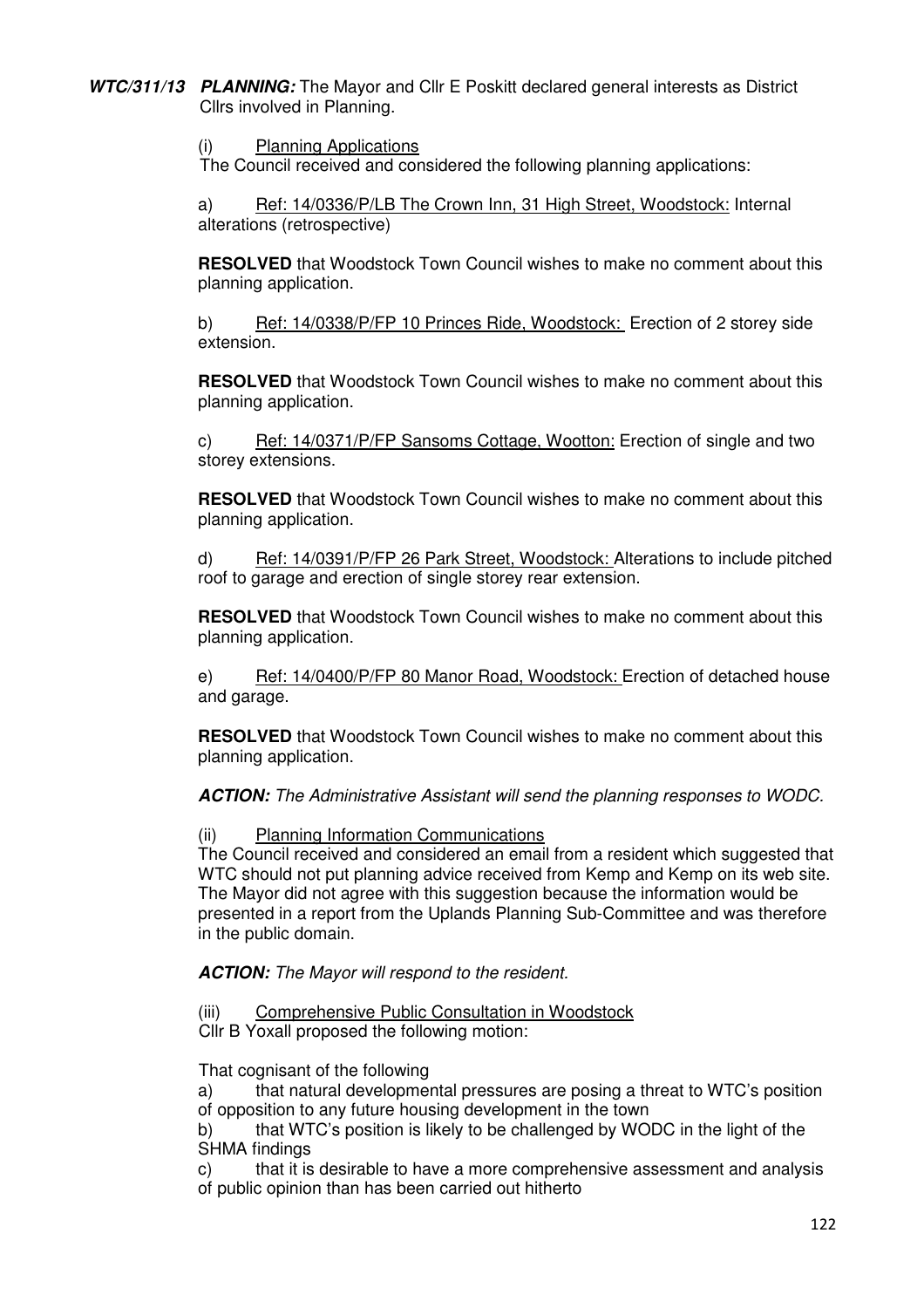**_WTC/311/13 PLANNING:_** The Mayor and Cllr E Poskitt declared general interests as District Cllrs involved in Planning.

(i) Planning Applications

The Council received and considered the following planning applications:

a) Ref: 14/0336/P/LB The Crown Inn, 31 High Street, Woodstock: Internal alterations (retrospective)

**RESOLVED** that Woodstock Town Council wishes to make no comment about this planning application.

b) Ref: 14/0338/P/FP 10 Princes Ride, Woodstock: Erection of 2 storey side extension.

**RESOLVED** that Woodstock Town Council wishes to make no comment about this planning application.

c) Ref: 14/0371/P/FP Sansoms Cottage, Wootton: Erection of single and two storey extensions.

**RESOLVED** that Woodstock Town Council wishes to make no comment about this planning application.

d) Ref: 14/0391/P/FP 26 Park Street, Woodstock: Alterations to include pitched roof to garage and erection of single storey rear extension.

**RESOLVED** that Woodstock Town Council wishes to make no comment about this planning application.

e) Ref: 14/0400/P/FP 80 Manor Road, Woodstock: Erection of detached house and garage.

**RESOLVED** that Woodstock Town Council wishes to make no comment about this planning application.

***ACTION:*** *The Administrative Assistant will send the planning responses to WODC.*

(ii) Planning Information Communications

The Council received and considered an email from a resident which suggested that WTC should not put planning advice received from Kemp and Kemp on its web site. The Mayor did not agree with this suggestion because the information would be presented in a report from the Uplands Planning Sub-Committee and was therefore in the public domain.

***ACTION:*** *The Mayor will respond to the resident.*

(iii) Comprehensive Public Consultation in Woodstock

Cllr B Yoxall proposed the following motion:

That cognisant of the following

a) that natural developmental pressures are posing a threat to WTC's position of opposition to any future housing development in the town

b) that WTC's position is likely to be challenged by WODC in the light of the SHMA findings

c) that it is desirable to have a more comprehensive assessment and analysis of public opinion than has been carried out hitherto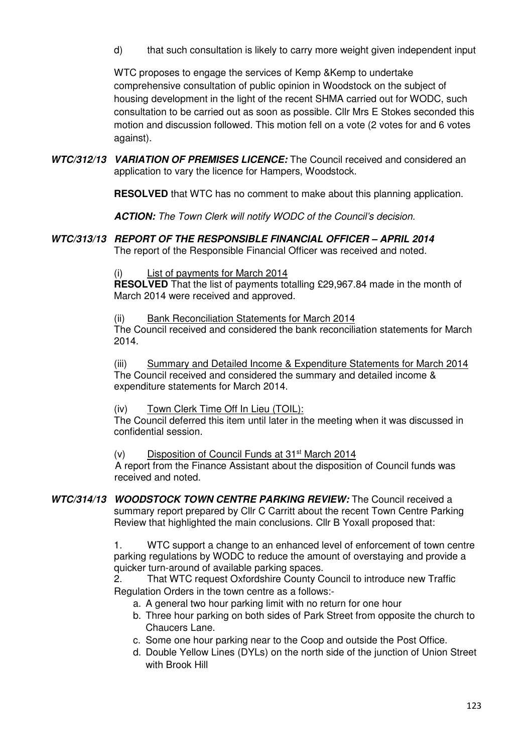d) that such consultation is likely to carry more weight given independent input

WTC proposes to engage the services of Kemp &Kemp to undertake comprehensive consultation of public opinion in Woodstock on the subject of housing development in the light of the recent SHMA carried out for WODC, such consultation to be carried out as soon as possible. Cllr Mrs E Stokes seconded this motion and discussion followed. This motion fell on a vote (2 votes for and 6 votes against).

***WTC/312/13 VARIATION OF PREMISES LICENCE:*** The Council received and considered an application to vary the licence for Hampers, Woodstock.

**RESOLVED** that WTC has no comment to make about this planning application.

***ACTION:*** *The Town Clerk will notify WODC of the Council's decision.*

***WTC/313/13 REPORT OF THE RESPONSIBLE FINANCIAL OFFICER – APRIL 2014***

The report of the Responsible Financial Officer was received and noted.

(i) List of payments for March 2014

**RESOLVED** That the list of payments totalling £29,967.84 made in the month of March 2014 were received and approved.

(ii) Bank Reconciliation Statements for March 2014

The Council received and considered the bank reconciliation statements for March 2014.

(iii) Summary and Detailed Income & Expenditure Statements for March 2014

The Council received and considered the summary and detailed income & expenditure statements for March 2014.

(iv) Town Clerk Time Off In Lieu (TOIL):

The Council deferred this item until later in the meeting when it was discussed in confidential session.

(v) Disposition of Council Funds at 31st March 2014

A report from the Finance Assistant about the disposition of Council funds was received and noted.

***WTC/314/13 WOODSTOCK TOWN CENTRE PARKING REVIEW:*** The Council received a summary report prepared by Cllr C Carritt about the recent Town Centre Parking Review that highlighted the main conclusions. Cllr B Yoxall proposed that:

1. WTC support a change to an enhanced level of enforcement of town centre parking regulations by WODC to reduce the amount of overstaying and provide a quicker turn-around of available parking spaces.
2. That WTC request Oxfordshire County Council to introduce new Traffic Regulation Orders in the town centre as a follows:-
   a. A general two hour parking limit with no return for one hour
   b. Three hour parking on both sides of Park Street from opposite the church to Chaucers Lane.
   c. Some one hour parking near to the Coop and outside the Post Office.
   d. Double Yellow Lines (DYLs) on the north side of the junction of Union Street with Brook Hill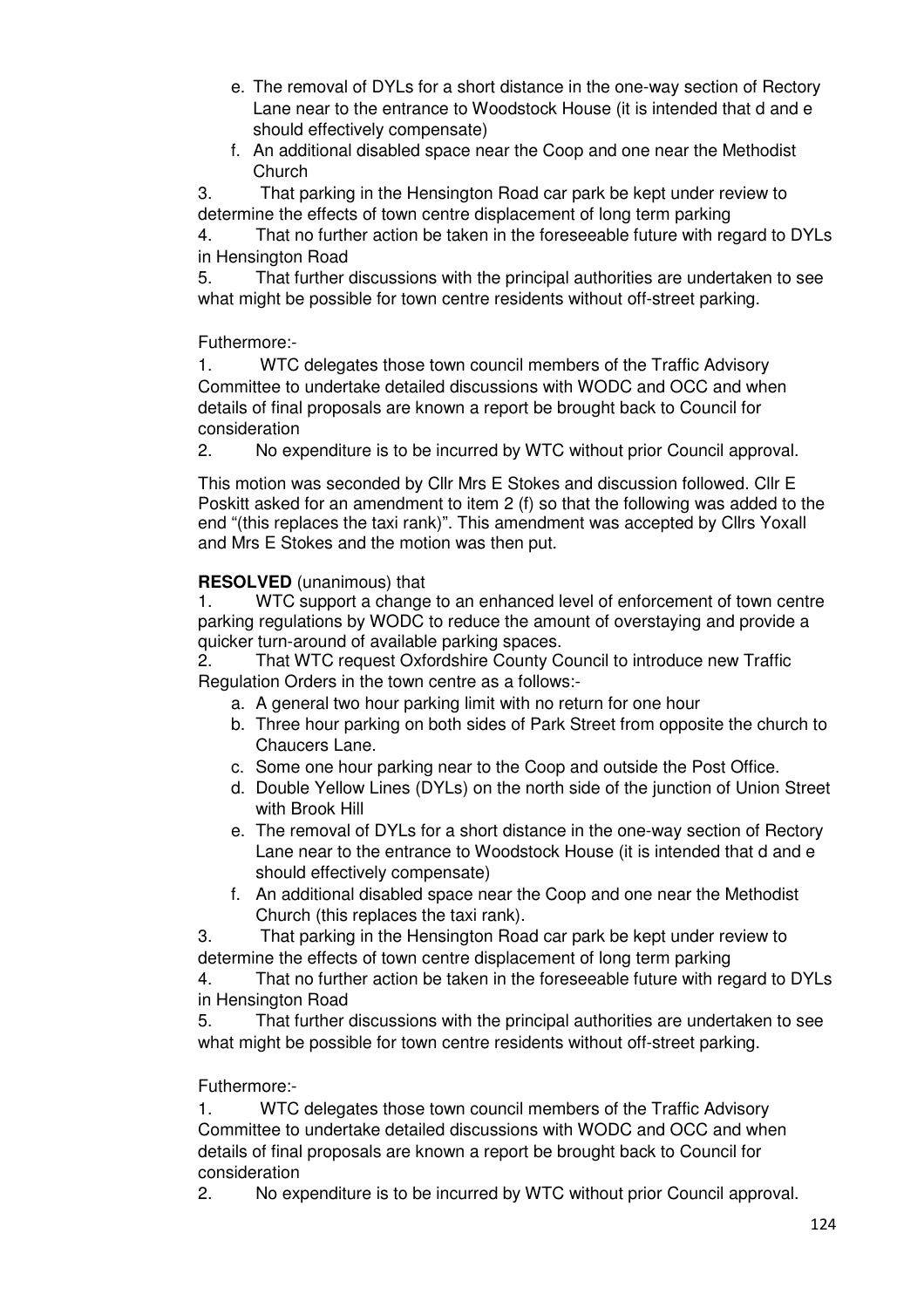- e. The removal of DYLs for a short distance in the one-way section of Rectory Lane near to the entrance to Woodstock House (it is intended that d and e should effectively compensate)
- f. An additional disabled space near the Coop and one near the Methodist Church

3. That parking in the Hensington Road car park be kept under review to determine the effects of town centre displacement of long term parking
4. That no further action be taken in the foreseeable future with regard to DYLs in Hensington Road
5. That further discussions with the principal authorities are undertaken to see what might be possible for town centre residents without off-street parking.

Futhermore:-

1. WTC delegates those town council members of the Traffic Advisory Committee to undertake detailed discussions with WODC and OCC and when details of final proposals are known a report be brought back to Council for consideration
2. No expenditure is to be incurred by WTC without prior Council approval.

This motion was seconded by Cllr Mrs E Stokes and discussion followed. Cllr E Poskitt asked for an amendment to item 2 (f) so that the following was added to the end "(this replaces the taxi rank)". This amendment was accepted by Cllrs Yoxall and Mrs E Stokes and the motion was then put.

**RESOLVED** (unanimous) that

1. WTC support a change to an enhanced level of enforcement of town centre parking regulations by WODC to reduce the amount of overstaying and provide a quicker turn-around of available parking spaces.
2. That WTC request Oxfordshire County Council to introduce new Traffic Regulation Orders in the town centre as a follows:-
   - a. A general two hour parking limit with no return for one hour
   - b. Three hour parking on both sides of Park Street from opposite the church to Chaucers Lane.
   - c. Some one hour parking near to the Coop and outside the Post Office.
   - d. Double Yellow Lines (DYLs) on the north side of the junction of Union Street with Brook Hill
   - e. The removal of DYLs for a short distance in the one-way section of Rectory Lane near to the entrance to Woodstock House (it is intended that d and e should effectively compensate)
   - f. An additional disabled space near the Coop and one near the Methodist Church (this replaces the taxi rank).
3. That parking in the Hensington Road car park be kept under review to determine the effects of town centre displacement of long term parking
4. That no further action be taken in the foreseeable future with regard to DYLs in Hensington Road
5. That further discussions with the principal authorities are undertaken to see what might be possible for town centre residents without off-street parking.

Futhermore:-

1. WTC delegates those town council members of the Traffic Advisory Committee to undertake detailed discussions with WODC and OCC and when details of final proposals are known a report be brought back to Council for consideration
2. No expenditure is to be incurred by WTC without prior Council approval.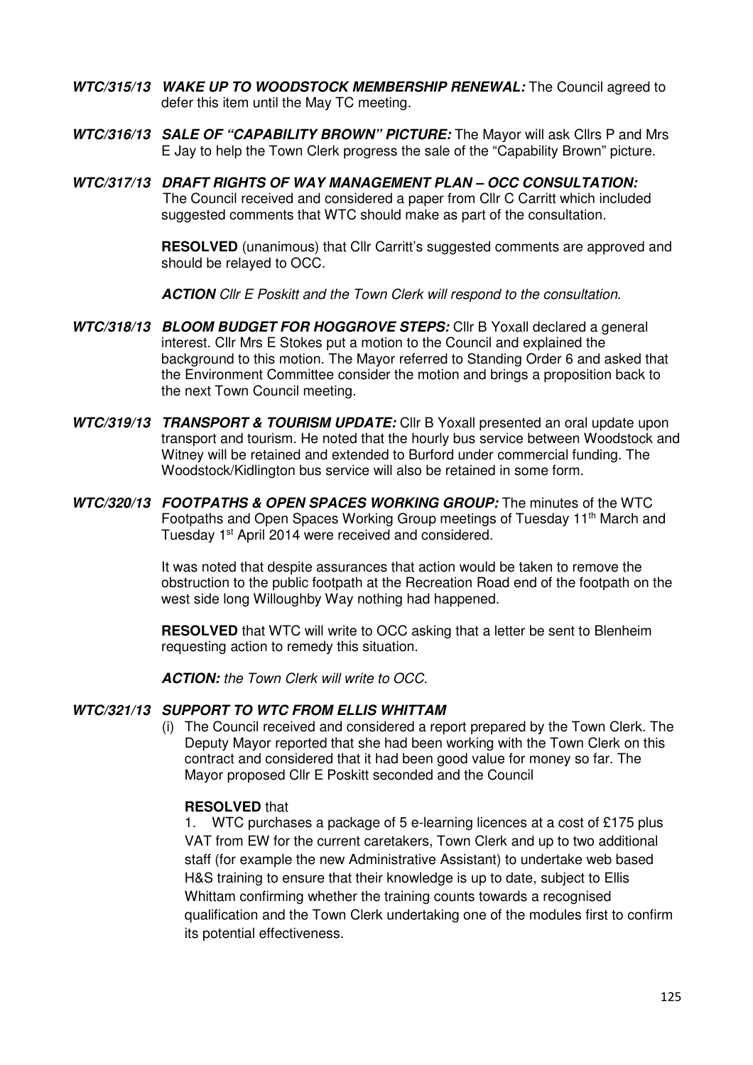**_WTC/315/13 WAKE UP TO WOODSTOCK MEMBERSHIP RENEWAL:_** The Council agreed to defer this item until the May TC meeting.

**_WTC/316/13 SALE OF "CAPABILITY BROWN" PICTURE:_** The Mayor will ask Cllrs P and Mrs E Jay to help the Town Clerk progress the sale of the "Capability Brown" picture.

**_WTC/317/13 DRAFT RIGHTS OF WAY MANAGEMENT PLAN – OCC CONSULTATION:_** The Council received and considered a paper from Cllr C Carritt which included suggested comments that WTC should make as part of the consultation.

**RESOLVED** (unanimous) that Cllr Carritt's suggested comments are approved and should be relayed to OCC.

***ACTION*** *Cllr E Poskitt and the Town Clerk will respond to the consultation.*

**_WTC/318/13 BLOOM BUDGET FOR HOGGROVE STEPS:_** Cllr B Yoxall declared a general interest. Cllr Mrs E Stokes put a motion to the Council and explained the background to this motion. The Mayor referred to Standing Order 6 and asked that the Environment Committee consider the motion and brings a proposition back to the next Town Council meeting.

**_WTC/319/13 TRANSPORT & TOURISM UPDATE:_** Cllr B Yoxall presented an oral update upon transport and tourism. He noted that the hourly bus service between Woodstock and Witney will be retained and extended to Burford under commercial funding. The Woodstock/Kidlington bus service will also be retained in some form.

**_WTC/320/13 FOOTPATHS & OPEN SPACES WORKING GROUP:_** The minutes of the WTC Footpaths and Open Spaces Working Group meetings of Tuesday 11th March and Tuesday 1st April 2014 were received and considered.

It was noted that despite assurances that action would be taken to remove the obstruction to the public footpath at the Recreation Road end of the footpath on the west side long Willoughby Way nothing had happened.

**RESOLVED** that WTC will write to OCC asking that a letter be sent to Blenheim requesting action to remedy this situation.

***ACTION:*** *the Town Clerk will write to OCC.*

**_WTC/321/13 SUPPORT TO WTC FROM ELLIS WHITTAM_**

(i) The Council received and considered a report prepared by the Town Clerk. The Deputy Mayor reported that she had been working with the Town Clerk on this contract and considered that it had been good value for money so far. The Mayor proposed Cllr E Poskitt seconded and the Council

**RESOLVED** that

1. WTC purchases a package of 5 e-learning licences at a cost of £175 plus VAT from EW for the current caretakers, Town Clerk and up to two additional staff (for example the new Administrative Assistant) to undertake web based H&S training to ensure that their knowledge is up to date, subject to Ellis Whittam confirming whether the training counts towards a recognised qualification and the Town Clerk undertaking one of the modules first to confirm its potential effectiveness.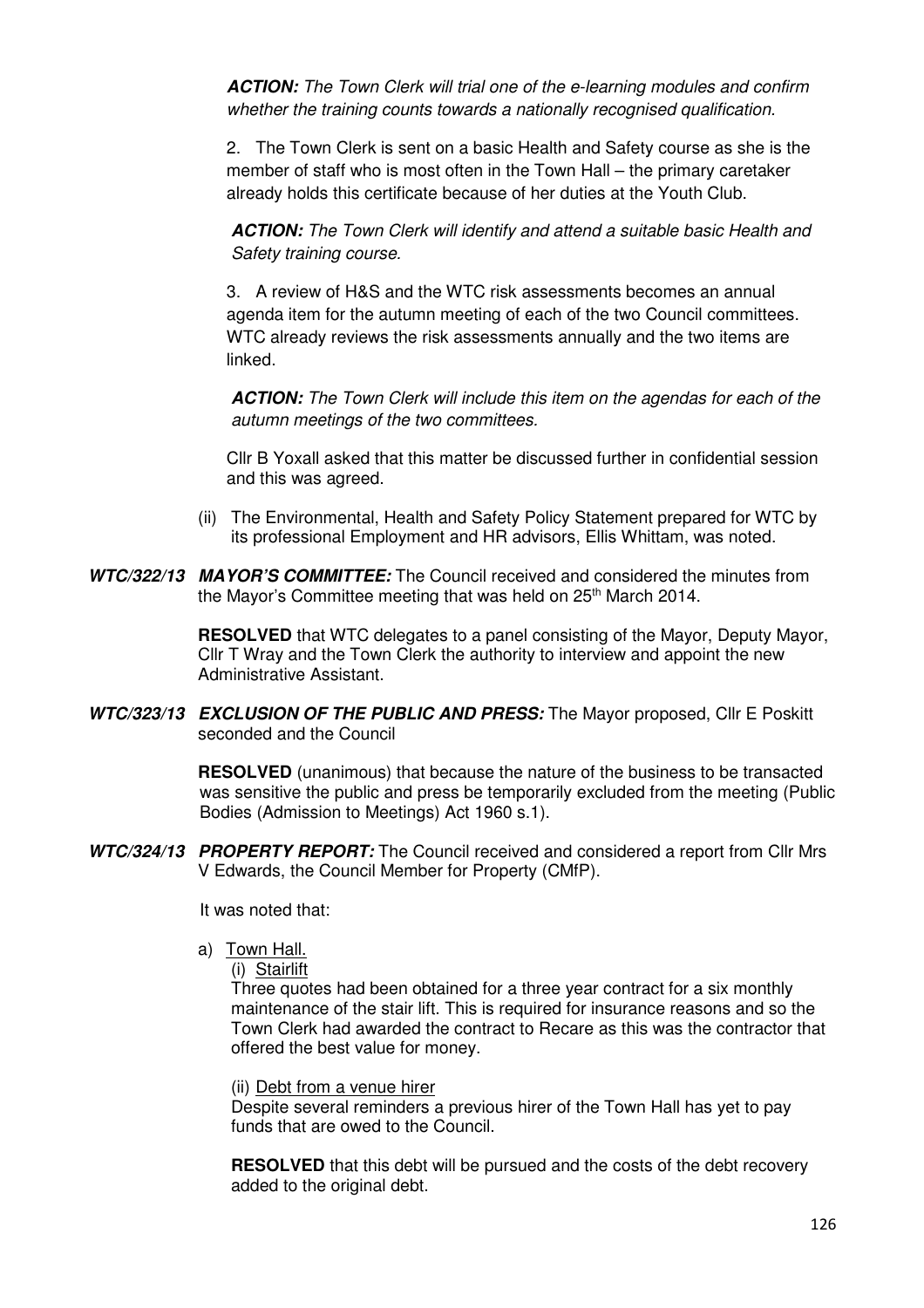***ACTION:*** *The Town Clerk will trial one of the e-learning modules and confirm whether the training counts towards a nationally recognised qualification.*

2. The Town Clerk is sent on a basic Health and Safety course as she is the member of staff who is most often in the Town Hall – the primary caretaker already holds this certificate because of her duties at the Youth Club.

***ACTION:*** *The Town Clerk will identify and attend a suitable basic Health and Safety training course.*

3. A review of H&S and the WTC risk assessments becomes an annual agenda item for the autumn meeting of each of the two Council committees. WTC already reviews the risk assessments annually and the two items are linked.

***ACTION:*** *The Town Clerk will include this item on the agendas for each of the autumn meetings of the two committees.*

Cllr B Yoxall asked that this matter be discussed further in confidential session and this was agreed.

(ii) The Environmental, Health and Safety Policy Statement prepared for WTC by its professional Employment and HR advisors, Ellis Whittam, was noted.

***WTC/322/13 MAYOR'S COMMITTEE:*** The Council received and considered the minutes from the Mayor's Committee meeting that was held on 25th March 2014.

**RESOLVED** that WTC delegates to a panel consisting of the Mayor, Deputy Mayor, Cllr T Wray and the Town Clerk the authority to interview and appoint the new Administrative Assistant.

***WTC/323/13 EXCLUSION OF THE PUBLIC AND PRESS:*** The Mayor proposed, Cllr E Poskitt seconded and the Council

**RESOLVED** (unanimous) that because the nature of the business to be transacted was sensitive the public and press be temporarily excluded from the meeting (Public Bodies (Admission to Meetings) Act 1960 s.1).

***WTC/324/13 PROPERTY REPORT:*** The Council received and considered a report from Cllr Mrs V Edwards, the Council Member for Property (CMfP).

It was noted that:

a) Town Hall.

(i) Stairlift

Three quotes had been obtained for a three year contract for a six monthly maintenance of the stair lift. This is required for insurance reasons and so the Town Clerk had awarded the contract to Recare as this was the contractor that offered the best value for money.

(ii) Debt from a venue hirer

Despite several reminders a previous hirer of the Town Hall has yet to pay funds that are owed to the Council.

**RESOLVED** that this debt will be pursued and the costs of the debt recovery added to the original debt.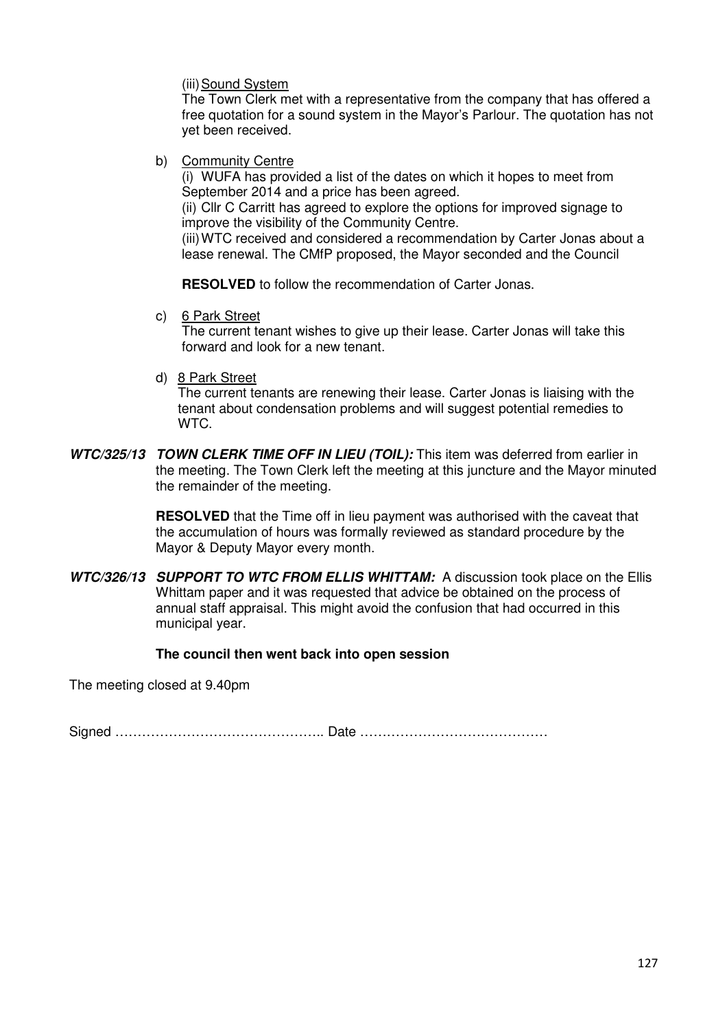(iii) Sound System

The Town Clerk met with a representative from the company that has offered a free quotation for a sound system in the Mayor's Parlour. The quotation has not yet been received.

b) Community Centre

(i) WUFA has provided a list of the dates on which it hopes to meet from September 2014 and a price has been agreed.
(ii) Cllr C Carritt has agreed to explore the options for improved signage to improve the visibility of the Community Centre.
(iii) WTC received and considered a recommendation by Carter Jonas about a lease renewal. The CMfP proposed, the Mayor seconded and the Council

**RESOLVED** to follow the recommendation of Carter Jonas.

c) 6 Park Street

The current tenant wishes to give up their lease. Carter Jonas will take this forward and look for a new tenant.

d) 8 Park Street

The current tenants are renewing their lease. Carter Jonas is liaising with the tenant about condensation problems and will suggest potential remedies to WTC.

***WTC/325/13 TOWN CLERK TIME OFF IN LIEU (TOIL):*** This item was deferred from earlier in the meeting. The Town Clerk left the meeting at this juncture and the Mayor minuted the remainder of the meeting.

**RESOLVED** that the Time off in lieu payment was authorised with the caveat that the accumulation of hours was formally reviewed as standard procedure by the Mayor & Deputy Mayor every month.

***WTC/326/13 SUPPORT TO WTC FROM ELLIS WHITTAM:*** A discussion took place on the Ellis Whittam paper and it was requested that advice be obtained on the process of annual staff appraisal. This might avoid the confusion that had occurred in this municipal year.

**The council then went back into open session**

The meeting closed at 9.40pm

Signed ……………………………………….. Date ……………………………………